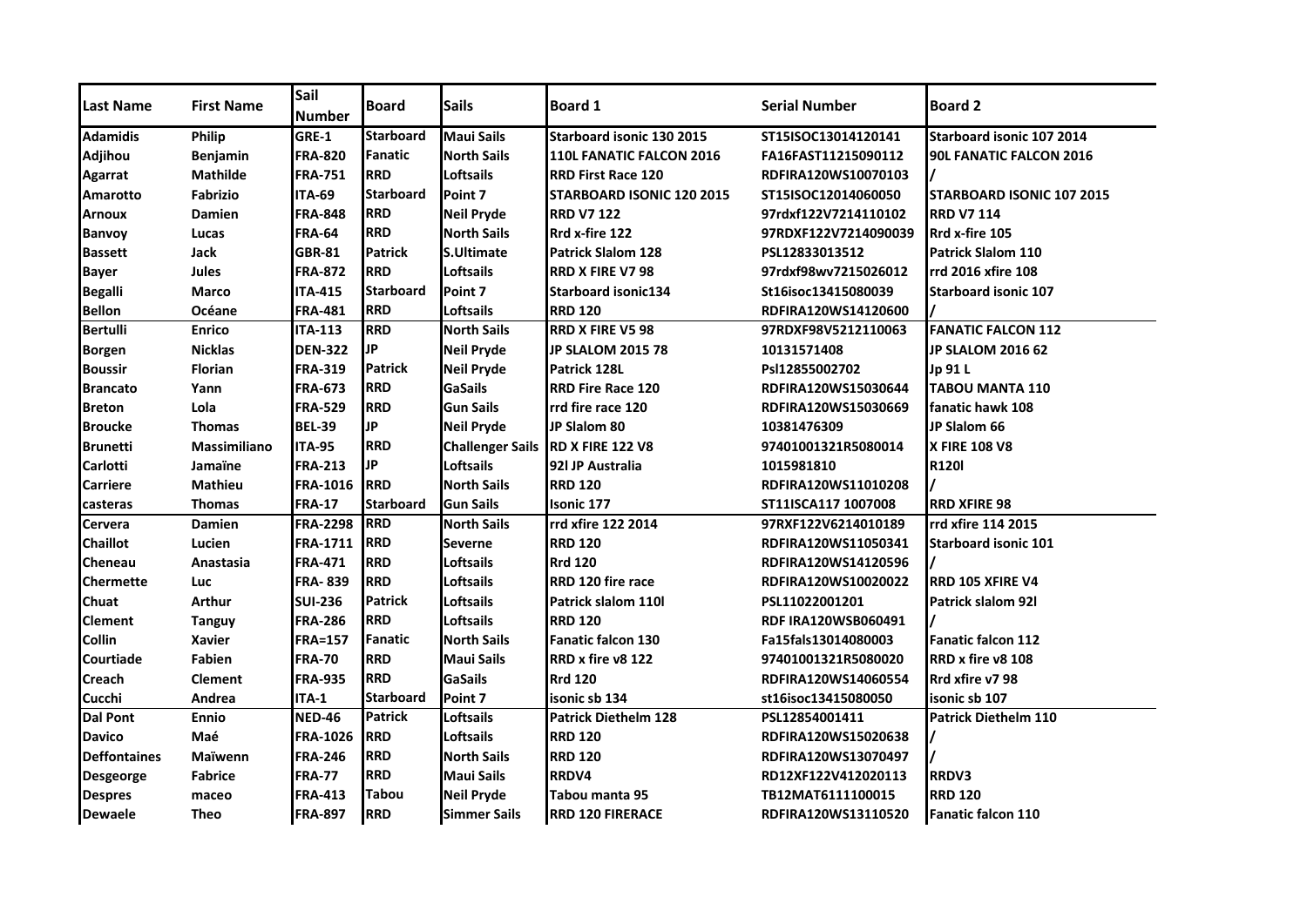| Last Name | First Name | Sail Number | Board | Sails | Board 1 | Serial Number | Board 2 |
|---|---|---|---|---|---|---|---|
| Adamidis | Philip | GRE-1 | Starboard | Maui Sails | Starboard isonic 130 2015 | ST15ISOC13014120141 | Starboard isonic 107 2014 |
| Adjihou | Benjamin | FRA-820 | Fanatic | North Sails | 110L FANATIC FALCON 2016 | FA16FAST11215090112 | 90L FANATIC FALCON 2016 |
| Agarrat | Mathilde | FRA-751 | RRD | Loftsails | RRD First Race 120 | RDFIRA120WS10070103 | / |
| Amarotto | Fabrizio | ITA-69 | Starboard | Point 7 | STARBOARD ISONIC 120 2015 | ST15ISOC12014060050 | STARBOARD ISONIC 107 2015 |
| Arnoux | Damien | FRA-848 | RRD | Neil Pryde | RRD V7 122 | 97rdxf122V7214110102 | RRD V7 114 |
| Banvoy | Lucas | FRA-64 | RRD | North Sails | Rrd x-fire 122 | 97RDXF122V7214090039 | Rrd x-fire 105 |
| Bassett | Jack | GBR-81 | Patrick | S.Ultimate | Patrick Slalom 128 | PSL12833013512 | Patrick Slalom 110 |
| Bayer | Jules | FRA-872 | RRD | Loftsails | RRD X FIRE V7 98 | 97rdxf98wv7215026012 | rrd 2016 xfire 108 |
| Begalli | Marco | ITA-415 | Starboard | Point 7 | Starboard isonic134 | St16isoc13415080039 | Starboard isonic 107 |
| Bellon | Océane | FRA-481 | RRD | Loftsails | RRD 120 | RDFIRA120WS14120600 | / |
| Bertulli | Enrico | ITA-113 | RRD | North Sails | RRD X FIRE V5 98 | 97RDXF98V5212110063 | FANATIC FALCON 112 |
| Borgen | Nicklas | DEN-322 | JP | Neil Pryde | JP SLALOM 2015 78 | 10131571408 | JP SLALOM 2016 62 |
| Boussir | Florian | FRA-319 | Patrick | Neil Pryde | Patrick 128L | Psl12855002702 | Jp 91 L |
| Brancato | Yann | FRA-673 | RRD | GaSails | RRD Fire Race 120 | RDFIRA120WS15030644 | TABOU MANTA 110 |
| Breton | Lola | FRA-529 | RRD | Gun Sails | rrd fire race 120 | RDFIRA120WS15030669 | fanatic hawk 108 |
| Broucke | Thomas | BEL-39 | JP | Neil Pryde | JP Slalom 80 | 10381476309 | JP Slalom 66 |
| Brunetti | Massimiliano | ITA-95 | RRD | Challenger Sails | RD X FIRE 122 V8 | 97401001321R5080014 | X FIRE 108 V8 |
| Carlotti | Jamaïne | FRA-213 | JP | Loftsails | 92l JP Australia | 1015981810 | R120l |
| Carriere | Mathieu | FRA-1016 | RRD | North Sails | RRD 120 | RDFIRA120WS11010208 | / |
| casteras | Thomas | FRA-17 | Starboard | Gun Sails | Isonic 177 | ST11ISCA117 1007008 | RRD XFIRE 98 |
| Cervera | Damien | FRA-2298 | RRD | North Sails | rrd xfire 122 2014 | 97RXF122V6214010189 | rrd xfire 114 2015 |
| Chaillot | Lucien | FRA-1711 | RRD | Severne | RRD 120 | RDFIRA120WS11050341 | Starboard isonic 101 |
| Cheneau | Anastasia | FRA-471 | RRD | Loftsails | Rrd 120 | RDFIRA120WS14120596 | / |
| Chermette | Luc | FRA- 839 | RRD | Loftsails | RRD 120 fire race | RDFIRA120WS10020022 | RRD 105 XFIRE V4 |
| Chuat | Arthur | SUI-236 | Patrick | Loftsails | Patrick slalom 110l | PSL11022001201 | Patrick slalom 92l |
| Clement | Tanguy | FRA-286 | RRD | Loftsails | RRD 120 | RDF IRA120WSB060491 | / |
| Collin | Xavier | FRA=157 | Fanatic | North Sails | Fanatic falcon 130 | Fa15fals13014080003 | Fanatic falcon 112 |
| Courtiade | Fabien | FRA-70 | RRD | Maui Sails | RRD x fire v8 122 | 97401001321R5080020 | RRD x fire v8 108 |
| Creach | Clement | FRA-935 | RRD | GaSails | Rrd 120 | RDFIRA120WS14060554 | Rrd xfire v7 98 |
| Cucchi | Andrea | ITA-1 | Starboard | Point 7 | isonic sb 134 | st16isoc13415080050 | isonic sb 107 |
| Dal Pont | Ennio | NED-46 | Patrick | Loftsails | Patrick Diethelm 128 | PSL12854001411 | Patrick Diethelm 110 |
| Davico | Maé | FRA-1026 | RRD | Loftsails | RRD 120 | RDFIRA120WS15020638 | / |
| Deffontaines | Maïwenn | FRA-246 | RRD | North Sails | RRD 120 | RDFIRA120WS13070497 | / |
| Desgeorge | Fabrice | FRA-77 | RRD | Maui Sails | RRDV4 | RD12XF122V412020113 | RRDV3 |
| Despres | maceo | FRA-413 | Tabou | Neil Pryde | Tabou manta 95 | TB12MAT6111100015 | RRD 120 |
| Dewaele | Theo | FRA-897 | RRD | Simmer Sails | RRD 120 FIRERACE | RDFIRA120WS13110520 | Fanatic falcon 110 |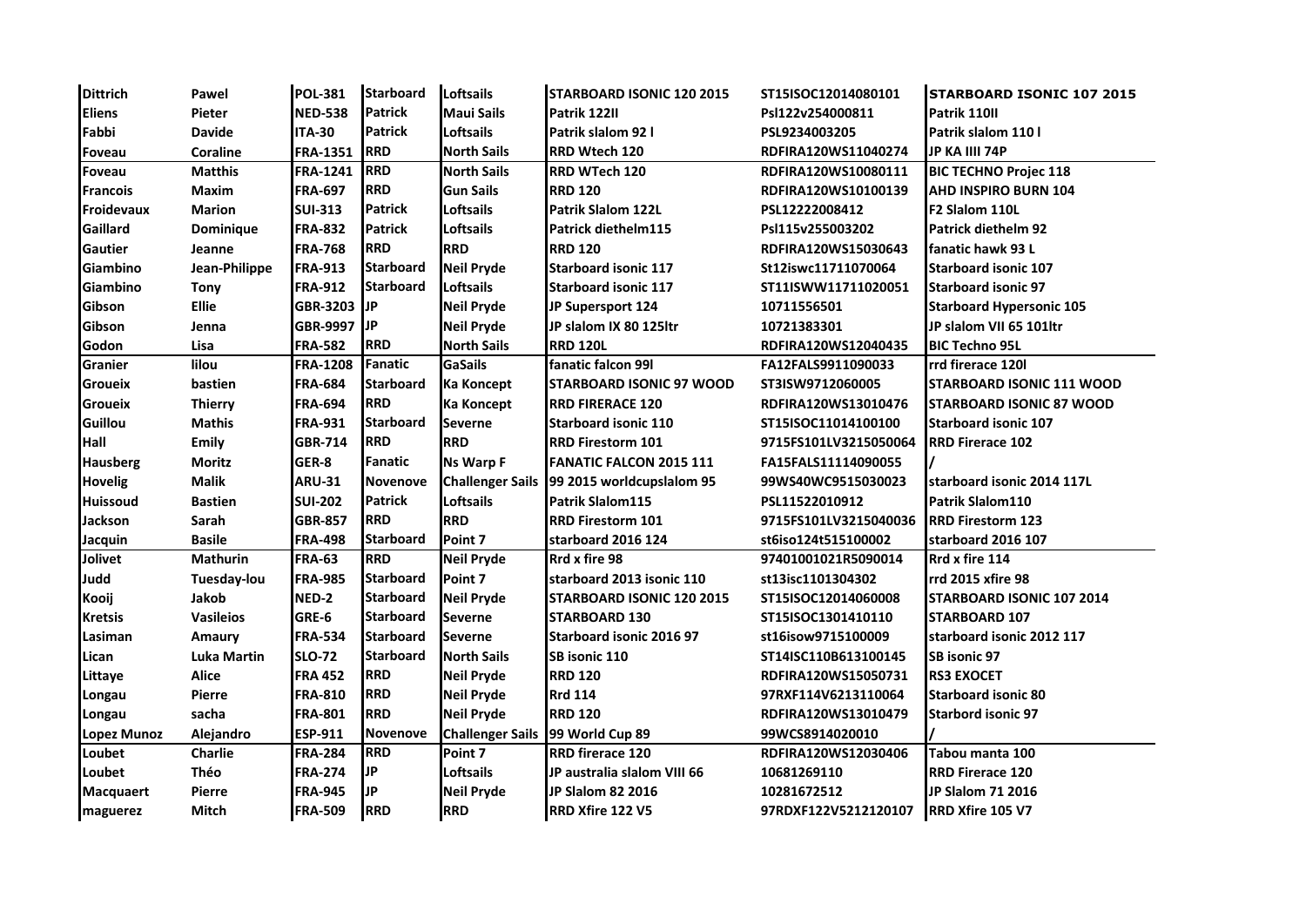| Dittrich | Pawel | POL-381 | Starboard | Loftsails | STARBOARD ISONIC 120 2015 | ST15ISOC12014080101 | STARBOARD ISONIC 107 2015 |
|---|---|---|---|---|---|---|---|
| Eliens | Pieter | NED-538 | Patrick | Maui Sails | Patrik 122ll | Psl122v254000811 | Patrik 110ll |
| Fabbi | Davide | ITA-30 | Patrick | Loftsails | Patrik slalom 92 l | PSL9234003205 | Patrik slalom 110 l |
| Foveau | Coraline | FRA-1351 | RRD | North Sails | RRD Wtech 120 | RDFIRA120WS11040274 | JP KA IIII 74P |
| Foveau | Matthis | FRA-1241 | RRD | North Sails | RRD WTech 120 | RDFIRA120WS10080111 | BIC TECHNO Projec 118 |
| Francois | Maxim | FRA-697 | RRD | Gun Sails | RRD 120 | RDFIRA120WS10100139 | AHD INSPIRO BURN 104 |
| Froidevaux | Marion | SUI-313 | Patrick | Loftsails | Patrik Slalom 122L | PSL12222008412 | F2 Slalom 110L |
| Gaillard | Dominique | FRA-832 | Patrick | Loftsails | Patrick diethelm115 | Psl115v255003202 | Patrick diethelm 92 |
| Gautier | Jeanne | FRA-768 | RRD | RRD | RRD 120 | RDFIRA120WS15030643 | fanatic hawk 93 L |
| Giambino | Jean-Philippe | FRA-913 | Starboard | Neil Pryde | Starboard isonic 117 | St12iswc11711070064 | Starboard isonic 107 |
| Giambino | Tony | FRA-912 | Starboard | Loftsails | Starboard isonic 117 | ST11ISWW11711020051 | Starboard isonic 97 |
| Gibson | Ellie | GBR-3203 | JP | Neil Pryde | JP Supersport 124 | 10711556501 | Starboard Hypersonic 105 |
| Gibson | Jenna | GBR-9997 | JP | Neil Pryde | JP slalom IX 80 125ltr | 10721383301 | JP slalom VII 65 101ltr |
| Godon | Lisa | FRA-582 | RRD | North Sails | RRD 120L | RDFIRA120WS12040435 | BIC Techno 95L |
| Granier | lilou | FRA-1208 | Fanatic | GaSails | fanatic falcon 99l | FA12FALS9911090033 | rrd firerace 120l |
| Groueix | bastien | FRA-684 | Starboard | Ka Koncept | STARBOARD ISONIC 97 WOOD | ST3ISW9712060005 | STARBOARD ISONIC 111 WOOD |
| Groueix | Thierry | FRA-694 | RRD | Ka Koncept | RRD FIRERACE 120 | RDFIRA120WS13010476 | STARBOARD ISONIC 87 WOOD |
| Guillou | Mathis | FRA-931 | Starboard | Severne | Starboard isonic 110 | ST15ISOC11014100100 | Starboard isonic 107 |
| Hall | Emily | GBR-714 | RRD | RRD | RRD Firestorm 101 | 9715FS101LV3215050064 | RRD Firerace 102 |
| Hausberg | Moritz | GER-8 | Fanatic | Ns Warp F | FANATIC FALCON 2015 111 | FA15FALS11114090055 | / |
| Hovelig | Malik | ARU-31 | Novenove | Challenger Sails | 99 2015 worldcupslalom 95 | 99WS40WC9515030023 | starboard isonic 2014 117L |
| Huissoud | Bastien | SUI-202 | Patrick | Loftsails | Patrik Slalom115 | PSL11522010912 | Patrik Slalom110 |
| Jackson | Sarah | GBR-857 | RRD | RRD | RRD Firestorm 101 | 9715FS101LV3215040036 | RRD Firestorm 123 |
| Jacquin | Basile | FRA-498 | Starboard | Point 7 | starboard 2016 124 | st6iso124t515100002 | starboard 2016 107 |
| Jolivet | Mathurin | FRA-63 | RRD | Neil Pryde | Rrd x fire 98 | 97401001021R5090014 | Rrd x fire 114 |
| Judd | Tuesday-lou | FRA-985 | Starboard | Point 7 | starboard 2013 isonic 110 | st13isc1101304302 | rrd 2015 xfire 98 |
| Kooij | Jakob | NED-2 | Starboard | Neil Pryde | STARBOARD ISONIC 120 2015 | ST15ISOC12014060008 | STARBOARD ISONIC 107 2014 |
| Kretsis | Vasileios | GRE-6 | Starboard | Severne | STARBOARD 130 | ST15ISOC1301410110 | STARBOARD 107 |
| Lasiman | Amaury | FRA-534 | Starboard | Severne | Starboard isonic 2016 97 | st16isow9715100009 | starboard isonic 2012 117 |
| Lican | Luka Martin | SLO-72 | Starboard | North Sails | SB isonic 110 | ST14ISC110B613100145 | SB isonic 97 |
| Littaye | Alice | FRA 452 | RRD | Neil Pryde | RRD 120 | RDFIRA120WS15050731 | RS3 EXOCET |
| Longau | Pierre | FRA-810 | RRD | Neil Pryde | Rrd 114 | 97RXF114V6213110064 | Starboard isonic 80 |
| Longau | sacha | FRA-801 | RRD | Neil Pryde | RRD 120 | RDFIRA120WS13010479 | Starbord isonic 97 |
| Lopez Munoz | Alejandro | ESP-911 | Novenove | Challenger Sails | 99 World Cup 89 | 99WCS8914020010 | / |
| Loubet | Charlie | FRA-284 | RRD | Point 7 | RRD firerace 120 | RDFIRA120WS12030406 | Tabou manta 100 |
| Loubet | Théo | FRA-274 | JP | Loftsails | JP australia slalom VIII 66 | 10681269110 | RRD Firerace 120 |
| Macquaert | Pierre | FRA-945 | JP | Neil Pryde | JP Slalom 82 2016 | 10281672512 | JP Slalom 71 2016 |
| maguerez | Mitch | FRA-509 | RRD | RRD | RRD Xfire 122 V5 | 97RDXF122V5212120107 | RRD Xfire 105 V7 |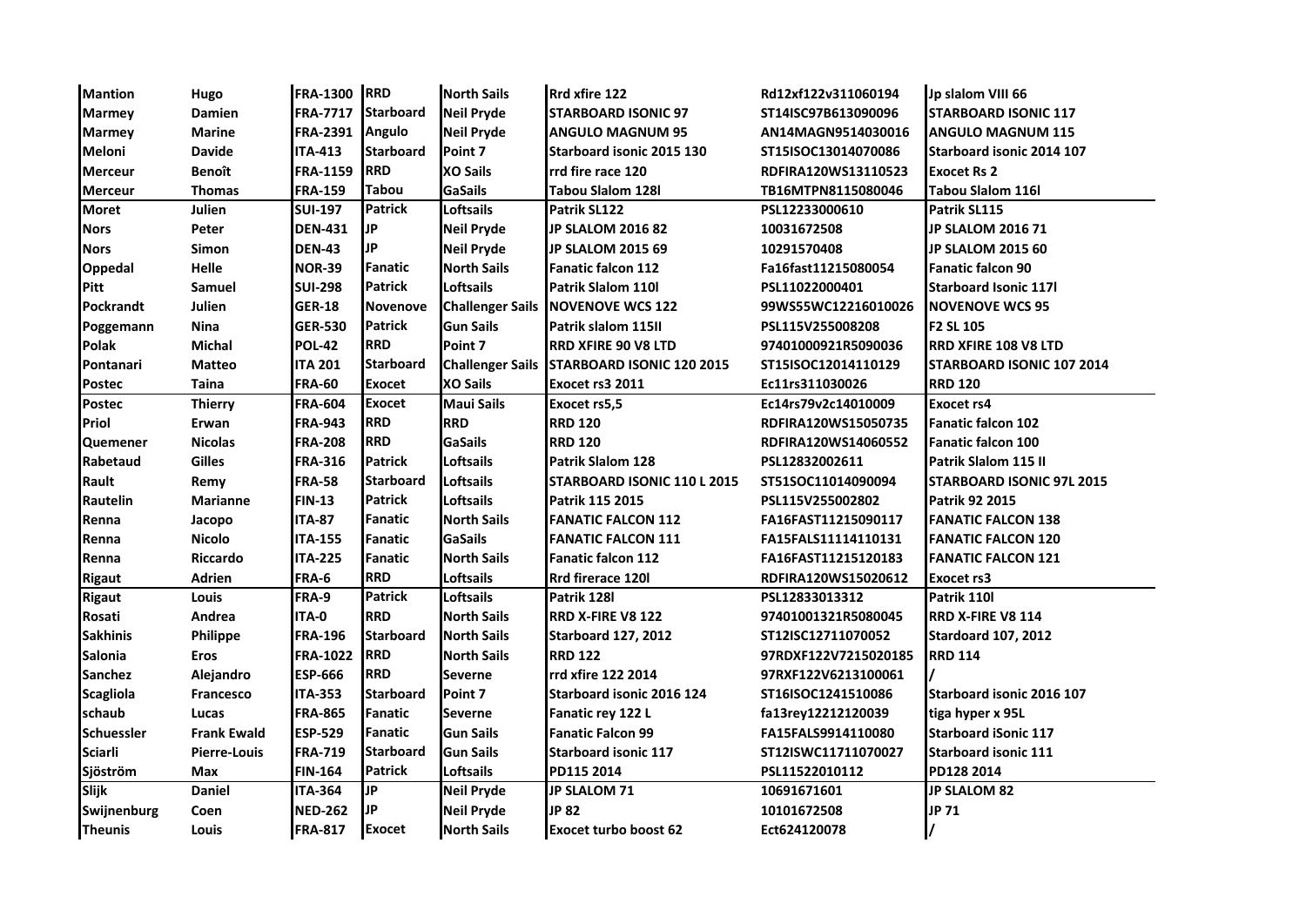| Mantion | Hugo | FRA-1300 | RRD | North Sails | Rrd xfire 122 | Rd12xf122v311060194 | Jp slalom VIII 66 |
|---|---|---|---|---|---|---|---|
| Marmey | Damien | FRA-7717 | Starboard | Neil Pryde | STARBOARD ISONIC 97 | ST14ISC97B613090096 | STARBOARD ISONIC 117 |
| Marmey | Marine | FRA-2391 | Angulo | Neil Pryde | ANGULO MAGNUM 95 | AN14MAGN9514030016 | ANGULO MAGNUM 115 |
| Meloni | Davide | ITA-413 | Starboard | Point 7 | Starboard isonic 2015 130 | ST15ISOC13014070086 | Starboard isonic 2014 107 |
| Merceur | Benoît | FRA-1159 | RRD | XO Sails | rrd fire race 120 | RDFIRA120WS13110523 | Exocet Rs 2 |
| Merceur | Thomas | FRA-159 | Tabou | GaSails | Tabou Slalom 128l | TB16MTPN8115080046 | Tabou Slalom 116l |
| Moret | Julien | SUI-197 | Patrick | Loftsails | Patrik SL122 | PSL12233000610 | Patrik SL115 |
| Nors | Peter | DEN-431 | JP | Neil Pryde | JP SLALOM 2016 82 | 10031672508 | JP SLALOM 2016 71 |
| Nors | Simon | DEN-43 | JP | Neil Pryde | JP SLALOM 2015 69 | 10291570408 | JP SLALOM 2015 60 |
| Oppedal | Helle | NOR-39 | Fanatic | North Sails | Fanatic falcon 112 | Fa16fast11215080054 | Fanatic falcon 90 |
| Pitt | Samuel | SUI-298 | Patrick | Loftsails | Patrik Slalom 110l | PSL11022000401 | Starboard Isonic 117l |
| Pockrandt | Julien | GER-18 | Novenove | Challenger Sails | NOVENOVE WCS 122 | 99WS55WC12216010026 | NOVENOVE WCS 95 |
| Poggemann | Nina | GER-530 | Patrick | Gun Sails | Patrik slalom 115II | PSL115V255008208 | F2 SL 105 |
| Polak | Michal | POL-42 | RRD | Point 7 | RRD XFIRE 90 V8 LTD | 97401000921R5090036 | RRD XFIRE 108 V8 LTD |
| Pontanari | Matteo | ITA 201 | Starboard | Challenger Sails | STARBOARD ISONIC 120 2015 | ST15ISOC12014110129 | STARBOARD ISONIC 107 2014 |
| Postec | Taina | FRA-60 | Exocet | XO Sails | Exocet rs3 2011 | Ec11rs311030026 | RRD 120 |
| Postec | Thierry | FRA-604 | Exocet | Maui Sails | Exocet rs5,5 | Ec14rs79v2c14010009 | Exocet rs4 |
| Priol | Erwan | FRA-943 | RRD | RRD | RRD 120 | RDFIRA120WS15050735 | Fanatic falcon 102 |
| Quemener | Nicolas | FRA-208 | RRD | GaSails | RRD 120 | RDFIRA120WS14060552 | Fanatic falcon 100 |
| Rabetaud | Gilles | FRA-316 | Patrick | Loftsails | Patrik Slalom 128 | PSL12832002611 | Patrik Slalom 115 II |
| Rault | Remy | FRA-58 | Starboard | Loftsails | STARBOARD ISONIC 110 L 2015 | ST51SOC11014090094 | STARBOARD ISONIC 97L 2015 |
| Rautelin | Marianne | FIN-13 | Patrick | Loftsails | Patrik 115 2015 | PSL115V255002802 | Patrik 92 2015 |
| Renna | Jacopo | ITA-87 | Fanatic | North Sails | FANATIC FALCON 112 | FA16FAST11215090117 | FANATIC FALCON 138 |
| Renna | Nicolo | ITA-155 | Fanatic | GaSails | FANATIC FALCON 111 | FA15FALS11114110131 | FANATIC FALCON 120 |
| Renna | Riccardo | ITA-225 | Fanatic | North Sails | Fanatic falcon 112 | FA16FAST11215120183 | FANATIC FALCON 121 |
| Rigaut | Adrien | FRA-6 | RRD | Loftsails | Rrd firerace 120l | RDFIRA120WS15020612 | Exocet rs3 |
| Rigaut | Louis | FRA-9 | Patrick | Loftsails | Patrik 128l | PSL12833013312 | Patrik 110l |
| Rosati | Andrea | ITA-0 | RRD | North Sails | RRD X-FIRE V8 122 | 97401001321R5080045 | RRD X-FIRE V8 114 |
| Sakhinis | Philippe | FRA-196 | Starboard | North Sails | Starboard 127, 2012 | ST12ISC12711070052 | Stardoard 107, 2012 |
| Salonia | Eros | FRA-1022 | RRD | North Sails | RRD 122 | 97RDXF122V7215020185 | RRD 114 |
| Sanchez | Alejandro | ESP-666 | RRD | Severne | rrd xfire 122 2014 | 97RXF122V6213100061 | / |
| Scagliola | Francesco | ITA-353 | Starboard | Point 7 | Starboard isonic 2016 124 | ST16ISOC1241510086 | Starboard isonic 2016 107 |
| schaub | Lucas | FRA-865 | Fanatic | Severne | Fanatic rey 122 L | fa13rey12212120039 | tiga hyper x 95L |
| Schuessler | Frank Ewald | ESP-529 | Fanatic | Gun Sails | Fanatic Falcon 99 | FA15FALS9914110080 | Starboard iSonic 117 |
| Sciarli | Pierre-Louis | FRA-719 | Starboard | Gun Sails | Starboard isonic 117 | ST12ISWC11711070027 | Starboard isonic 111 |
| Sjöström | Max | FIN-164 | Patrick | Loftsails | PD115 2014 | PSL11522010112 | PD128 2014 |
| Slijk | Daniel | ITA-364 | JP | Neil Pryde | JP SLALOM 71 | 10691671601 | JP SLALOM 82 |
| Swijnenburg | Coen | NED-262 | JP | Neil Pryde | JP 82 | 10101672508 | JP 71 |
| Theunis | Louis | FRA-817 | Exocet | North Sails | Exocet turbo boost 62 | Ect624120078 | / |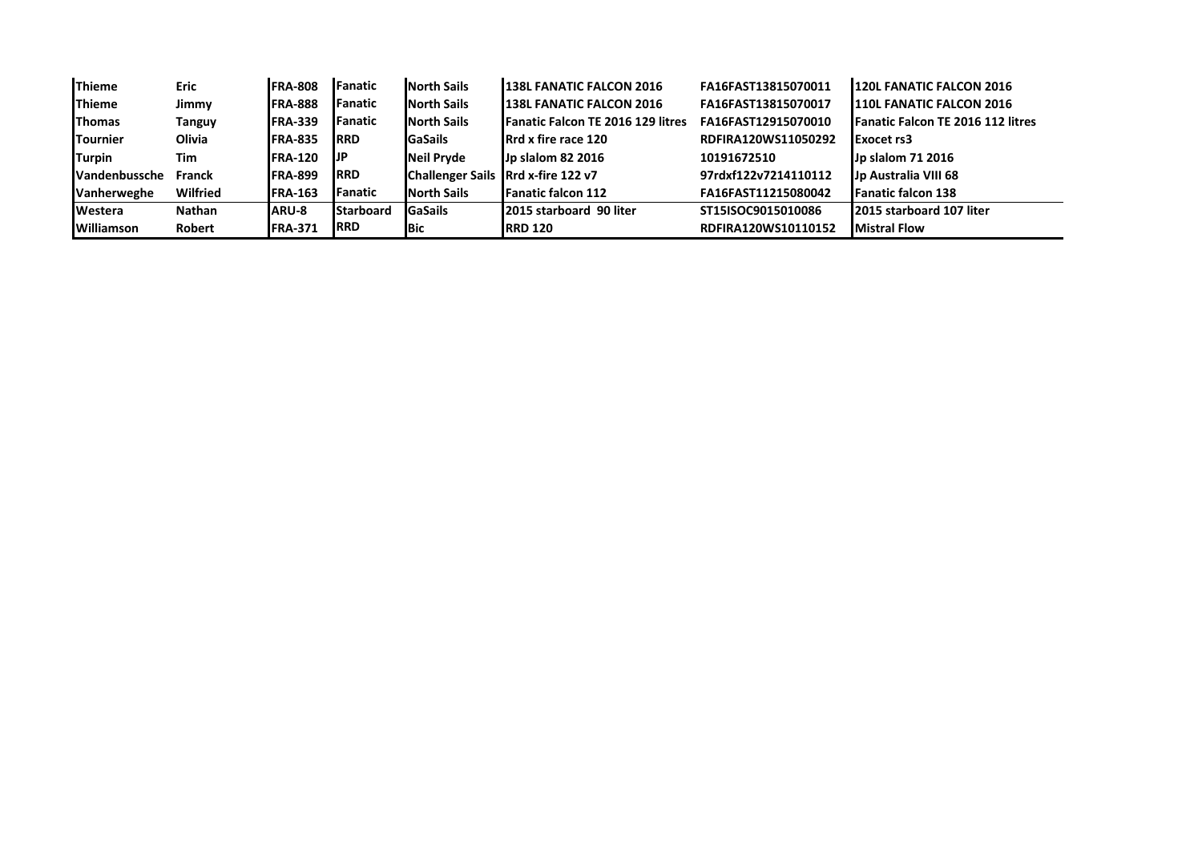| | | | | | | | |
|---|---|---|---|---|---|---|---|
| Thieme | Eric | FRA-808 | Fanatic | North Sails | 138L FANATIC FALCON 2016 | FA16FAST13815070011 | 120L FANATIC FALCON 2016 |
| Thieme | Jimmy | FRA-888 | Fanatic | North Sails | 138L FANATIC FALCON 2016 | FA16FAST13815070017 | 110L FANATIC FALCON 2016 |
| Thomas | Tanguy | FRA-339 | Fanatic | North Sails | Fanatic Falcon TE 2016 129 litres | FA16FAST12915070010 | Fanatic Falcon TE 2016 112 litres |
| Tournier | Olivia | FRA-835 | RRD | GaSails | Rrd x fire race 120 | RDFIRA120WS11050292 | Exocet rs3 |
| Turpin | Tim | FRA-120 | JP | Neil Pryde | Jp slalom 82 2016 | 10191672510 | Jp slalom 71 2016 |
| Vandenbussche | Franck | FRA-899 | RRD | Challenger Sails | Rrd x-fire 122 v7 | 97rdxf122v7214110112 | Jp Australia VIII 68 |
| Vanherweghe | Wilfried | FRA-163 | Fanatic | North Sails | Fanatic falcon 112 | FA16FAST11215080042 | Fanatic falcon 138 |
| Westera | Nathan | ARU-8 | Starboard | GaSails | 2015 starboard 90 liter | ST15ISOC9015010086 | 2015 starboard 107 liter |
| Williamson | Robert | FRA-371 | RRD | Bic | RRD 120 | RDFIRA120WS10110152 | Mistral Flow |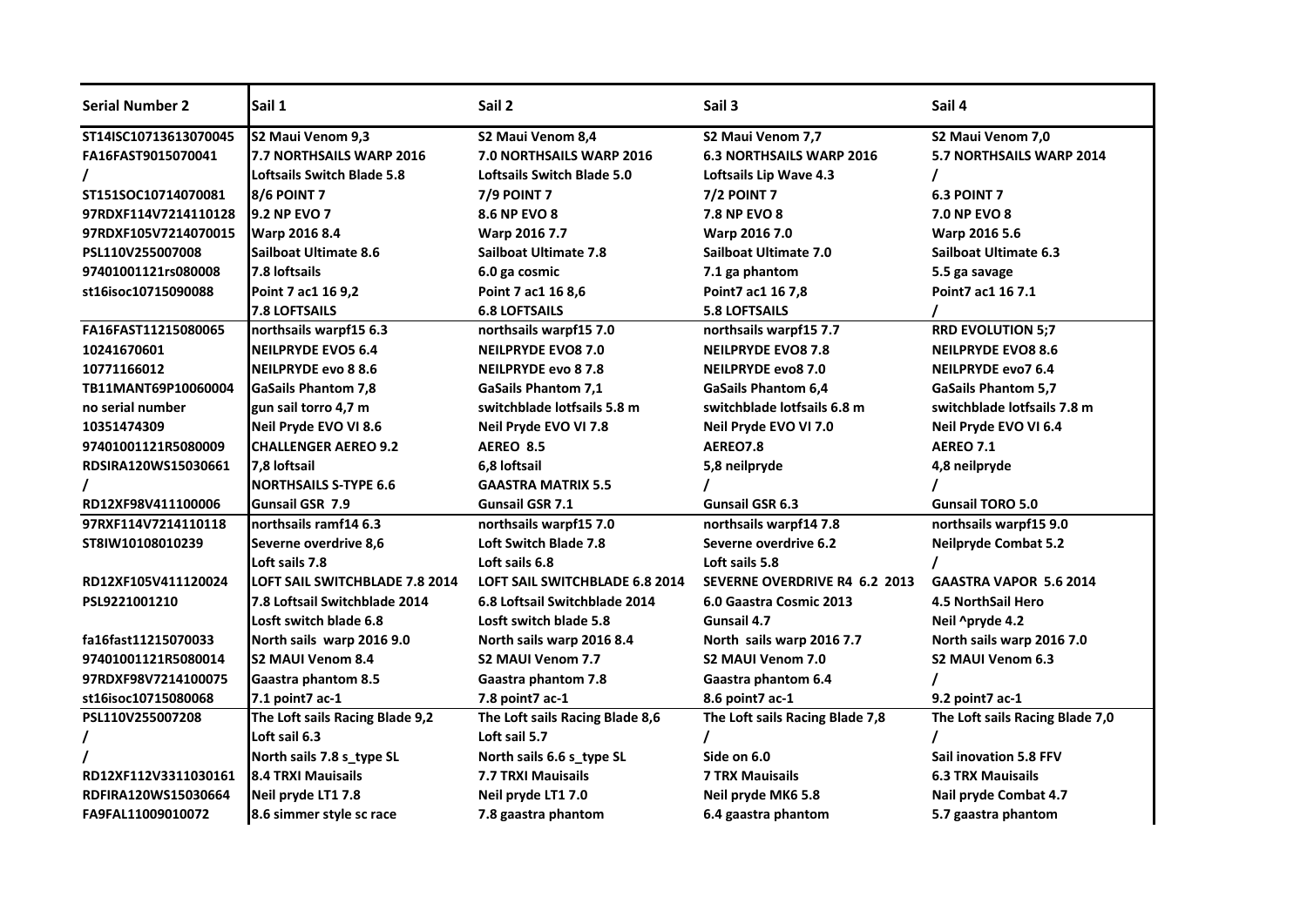| Serial Number 2 | Sail 1 | Sail 2 | Sail 3 | Sail 4 |
|---|---|---|---|---|
| ST14ISC10713613070045 | S2 Maui Venom 9,3 | S2 Maui Venom 8,4 | S2 Maui Venom 7,7 | S2 Maui Venom 7,0 |
| FA16FAST9015070041 | 7.7 NORTHSAILS WARP 2016 | 7.0 NORTHSAILS WARP 2016 | 6.3 NORTHSAILS WARP 2016 | 5.7 NORTHSAILS WARP 2014 |
| / | Loftsails Switch Blade 5.8 | Loftsails Switch Blade 5.0 | Loftsails Lip Wave 4.3 | / |
| ST151SOC10714070081 | 8/6 POINT 7 | 7/9 POINT 7 | 7/2 POINT 7 | 6.3 POINT 7 |
| 97RDXF114V7214110128 | 9.2 NP EVO 7 | 8.6 NP EVO 8 | 7.8 NP EVO 8 | 7.0 NP EVO 8 |
| 97RDXF105V7214070015 | Warp 2016 8.4 | Warp 2016 7.7 | Warp 2016 7.0 | Warp 2016 5.6 |
| PSL1100V255007008 | Sailboat Ultimate 8.6 | Sailboat Ultimate 7.8 | Sailboat Ultimate 7.0 | Sailboat Ultimate 6.3 |
| 97401001121rs080008 | 7.8 loftsails | 6.0 ga cosmic | 7.1 ga phantom | 5.5 ga savage |
| st16isoc10715090088 | Point 7 ac1 16 9,2 | Point 7 ac1 16 8,6 | Point7 ac1 16 7,8 | Point7 ac1 16 7.1 |
| | 7.8 LOFTSAILS | 6.8 LOFTSAILS | 5.8 LOFTSAILS | / |
| FA16FAST11215080065 | northsails warpf15 6.3 | northsails warpf15 7.0 | northsails warpf15 7.7 | RRD EVOLUTION 5;7 |
| 10241670601 | NEILPRYDE EVO5 6.4 | NEILPRYDE EVO8 7.0 | NEILPRYDE EVO8 7.8 | NEILPRYDE EVO8 8.6 |
| 10771166012 | NEILPRYDE evo 8 8.6 | NEILPRYDE evo 8 7.8 | NEILPRYDE evo8 7.0 | NEILPRYDE evo7 6.4 |
| TB11MANT69P10060004 | GaSails Phantom 7,8 | GaSails Phantom 7,1 | GaSails Phantom 6,4 | GaSails Phantom 5,7 |
| no serial number | gun sail torro 4,7 m | switchblade lotfsails 5.8 m | switchblade lotfsails 6.8 m | switchblade lotfsails 7.8 m |
| 10351474309 | Neil Pryde EVO VI 8.6 | Neil Pryde EVO VI 7.8 | Neil Pryde EVO VI 7.0 | Neil Pryde EVO VI 6.4 |
| 97401001121R5080009 | CHALLENGER AEREO 9.2 | AEREO 8.5 | AEREO7.8 | AEREO 7.1 |
| RDSIRA120WS15030661 | 7,8 loftsail | 6,8 loftsail | 5,8 neilpryde | 4,8 neilpryde |
| / | NORTHSAILS S-TYPE 6.6 | GAASTRA MATRIX 5.5 | / | / |
| RD12XF98V411100006 | Gunsail GSR 7.9 | Gunsail GSR 7.1 | Gunsail GSR 6.3 | Gunsail TORO 5.0 |
| 97RXF114V7214110118 | northsails ramf14 6.3 | northsails warpf15 7.0 | northsails warpf14 7.8 | northsails warpf15 9.0 |
| ST8IW10108010239 | Severne overdrive 8,6 | Loft Switch Blade 7.8 | Severne overdrive 6.2 | Neilpryde Combat 5.2 |
| | Loft sails 7.8 | Loft sails 6.8 | Loft sails 5.8 | / |
| RD12XF105V411120024 | LOFT SAIL SWITCHBLADE 7.8 2014 | LOFT SAIL SWITCHBLADE 6.8 2014 | SEVERNE OVERDRIVE R4 6.2 2013 | GAASTRA VAPOR 5.6 2014 |
| PSL9221001210 | 7.8 Loftsail Switchblade 2014 | 6.8 Loftsail Switchblade 2014 | 6.0 Gaastra Cosmic 2013 | 4.5 NorthSail Hero |
| | Losft switch blade 6.8 | Losft switch blade 5.8 | Gunsail 4.7 | Neil ^pryde 4.2 |
| fa16fast11215070033 | North sails warp 2016 9.0 | North sails warp 2016 8.4 | North sails warp 2016 7.7 | North sails warp 2016 7.0 |
| 97401001121R5080014 | S2 MAUI Venom 8.4 | S2 MAUI Venom 7.7 | S2 MAUI Venom 7.0 | S2 MAUI Venom 6.3 |
| 97RDXF98V7214100075 | Gaastra phantom 8.5 | Gaastra phantom 7.8 | Gaastra phantom 6.4 | / |
| st16isoc10715080068 | 7.1 point7 ac-1 | 7.8 point7 ac-1 | 8.6 point7 ac-1 | 9.2 point7 ac-1 |
| PSL110V255007208 | The Loft sails Racing Blade 9,2 | The Loft sails Racing Blade 8,6 | The Loft sails Racing Blade 7,8 | The Loft sails Racing Blade 7,0 |
| / | Loft sail 6.3 | Loft sail 5.7 | / | / |
| / | North sails 7.8 s_type SL | North sails 6.6 s_type SL | Side on 6.0 | Sail inovation 5.8 FFV |
| RD12XF112V3311030161 | 8.4 TRXI Mauisails | 7.7 TRXI Mauisails | 7 TRX Mauisails | 6.3 TRX Mauisails |
| RDFIRA120WS15030664 | Neil pryde LT1 7.8 | Neil pryde LT1 7.0 | Neil pryde MK6 5.8 | Nail pryde Combat 4.7 |
| FA9FAL11009010072 | 8.6 simmer style sc race | 7.8 gaastra phantom | 6.4 gaastra phantom | 5.7 gaastra phantom |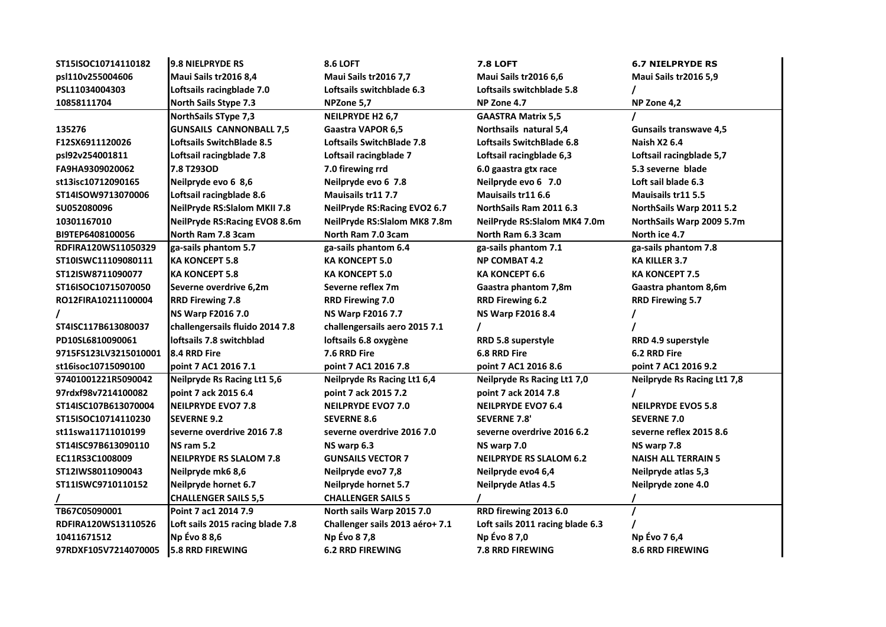| | | | | |
|---|---|---|---|---|
| ST15ISOC10714110182 | 9.8 NIELPRYDE RS | 8.6 LOFT | 7.8 LOFT | 6.7 NIELPRYDE RS |
| psl110v255004606 | Maui Sails tr2016 8,4 | Maui Sails tr2016 7,7 | Maui Sails tr2016 6,6 | Maui Sails tr2016 5,9 |
| PSL11034004303 | Loftsails racingblade 7.0 | Loftsails switchblade 6.3 | Loftsails switchblade 5.8 | / |
| 10858111704 | North Sails Stype 7.3 | NPZone 5,7 | NP Zone 4.7 | NP Zone 4,2 |
| | NorthSails SType 7,3 | NEILPRYDE H2 6,7 | GAASTRA Matrix 5,5 | / |
| 135276 | GUNSAILS CANNONBALL 7,5 | Gaastra VAPOR 6,5 | Northsails natural 5,4 | Gunsails transwave 4,5 |
| F12SX6911120026 | Loftsails SwitchBlade 8.5 | Loftsails SwitchBlade 7.8 | Loftsails SwitchBlade 6.8 | Naish X2 6.4 |
| psl92v254001811 | Loftsail racingblade 7.8 | Loftsail racingblade 7 | Loftsail racingblade 6,3 | Loftsail racingblade 5,7 |
| FA9HA9309020062 | 7.8 T293OD | 7.0 firewing rrd | 6.0 gaastra gtx race | 5.3 severne blade |
| st13isc10712090165 | Neilpryde evo 6 8,6 | Neilpryde evo 6 7.8 | Neilpryde evo 6 7.0 | Loft sail blade 6.3 |
| ST14ISOW9713070006 | Loftsail racingblade 8.6 | Mauisails tr11 7.7 | Mauisails tr11 6.6 | Mauisails tr11 5.5 |
| SU052080096 | NeilPryde RS:Slalom MKII 7.8 | NeilPryde RS:Racing EVO2 6.7 | NorthSails Ram 2011 6.3 | NorthSails Warp 2011 5.2 |
| 10301167010 | NeilPryde RS:Racing EVO8 8.6m | NeilPryde RS:Slalom MK8 7.8m | NeilPryde RS:Slalom MK4 7.0m | NorthSails Warp 2009 5.7m |
| BI9TEP6408100056 | North Ram 7.8 3cam | North Ram 7.0 3cam | North Ram 6.3 3cam | North ice 4.7 |
| RDFIRA120WS11050329 | ga-sails phantom 5.7 | ga-sails phantom 6.4 | ga-sails phantom 7.1 | ga-sails phantom 7.8 |
| ST10ISWC11109080111 | KA KONCEPT 5.8 | KA KONCEPT 5.0 | NP COMBAT 4.2 | KA KILLER 3.7 |
| ST12ISW8711090077 | KA KONCEPT 5.8 | KA KONCEPT 5.0 | KA KONCEPT 6.6 | KA KONCEPT 7.5 |
| ST16ISOC10715070050 | Severne overdrive 6,2m | Severne reflex 7m | Gaastra phantom 7,8m | Gaastra phantom 8,6m |
| RO12FIRA10211100004 | RRD Firewing 7.8 | RRD Firewing 7.0 | RRD Firewing 6.2 | RRD Firewing 5.7 |
| / | NS Warp F2016 7.0 | NS Warp F2016 7.7 | NS Warp F2016 8.4 | / |
| ST4ISC117B613080037 | challengersails fluido 2014 7.8 | challengersails aero 2015 7.1 | / | / |
| PD10SL6810090061 | loftsails 7.8 switchblad | loftsails 6.8 oxygène | RRD 5.8 superstyle | RRD 4.9 superstyle |
| 9715FS123LV3215010001 | 8.4 RRD Fire | 7.6 RRD Fire | 6.8 RRD Fire | 6.2 RRD Fire |
| st16isoc10715090100 | point 7 AC1 2016 7.1 | point 7 AC1 2016 7.8 | point 7 AC1 2016 8.6 | point 7 AC1 2016 9.2 |
| 97401001221R5090042 | Neilpryde Rs Racing Lt1 5,6 | Neilpryde Rs Racing Lt1 6,4 | Neilpryde Rs Racing Lt1 7,0 | Neilpryde Rs Racing Lt1 7,8 |
| 97rdxf98v7214100082 | point 7 ack 2015 6.4 | point 7 ack 2015 7.2 | point 7 ack 2014 7.8 | / |
| ST14ISC107B613070004 | NEILPRYDE EVO7 7.8 | NEILPRYDE EVO7 7.0 | NEILPRYDE EVO7 6.4 | NEILPRYDE EVO5 5.8 |
| ST15ISOC10714110230 | SEVERNE 9.2 | SEVERNE 8.6 | SEVERNE 7.8' | SEVERNE 7.0 |
| st11swa11711010199 | severne overdrive 2016 7.8 | severne overdrive 2016 7.0 | severne overdrive 2016 6.2 | severne reflex 2015 8.6 |
| ST14ISC97B613090110 | NS ram 5.2 | NS warp 6.3 | NS warp 7.0 | NS warp 7.8 |
| EC11RS3C1008009 | NEILPRYDE RS SLALOM 7.8 | GUNSAILS VECTOR 7 | NEILPRYDE RS SLALOM 6.2 | NAISH ALL TERRAIN 5 |
| ST12IWS8011090043 | Neilpryde mk6 8,6 | Neilpryde evo7 7,8 | Neilpryde evo4 6,4 | Neilpryde atlas 5,3 |
| ST11ISWC9710110152 | Neilpryde hornet 6.7 | Neilpryde hornet 5.7 | Neilpryde Atlas 4.5 | Neilpryde zone 4.0 |
| / | CHALLENGER SAILS 5,5 | CHALLENGER SAILS 5 | / | / |
| TB67C05090001 | Point 7 ac1 2014 7.9 | North sails Warp 2015 7.0 | RRD firewing 2013 6.0 | / |
| RDFIRA120WS13110526 | Loft sails 2015 racing blade 7.8 | Challenger sails 2013 aéro+ 7.1 | Loft sails 2011 racing blade 6.3 | / |
| 10411671512 | Np Évo 8 8,6 | Np Évo 8 7,8 | Np Évo 8 7,0 | Np Évo 7 6,4 |
| 97RDXF105V7214070005 | 5.8 RRD FIREWING | 6.2 RRD FIREWING | 7.8 RRD FIREWING | 8.6 RRD FIREWING |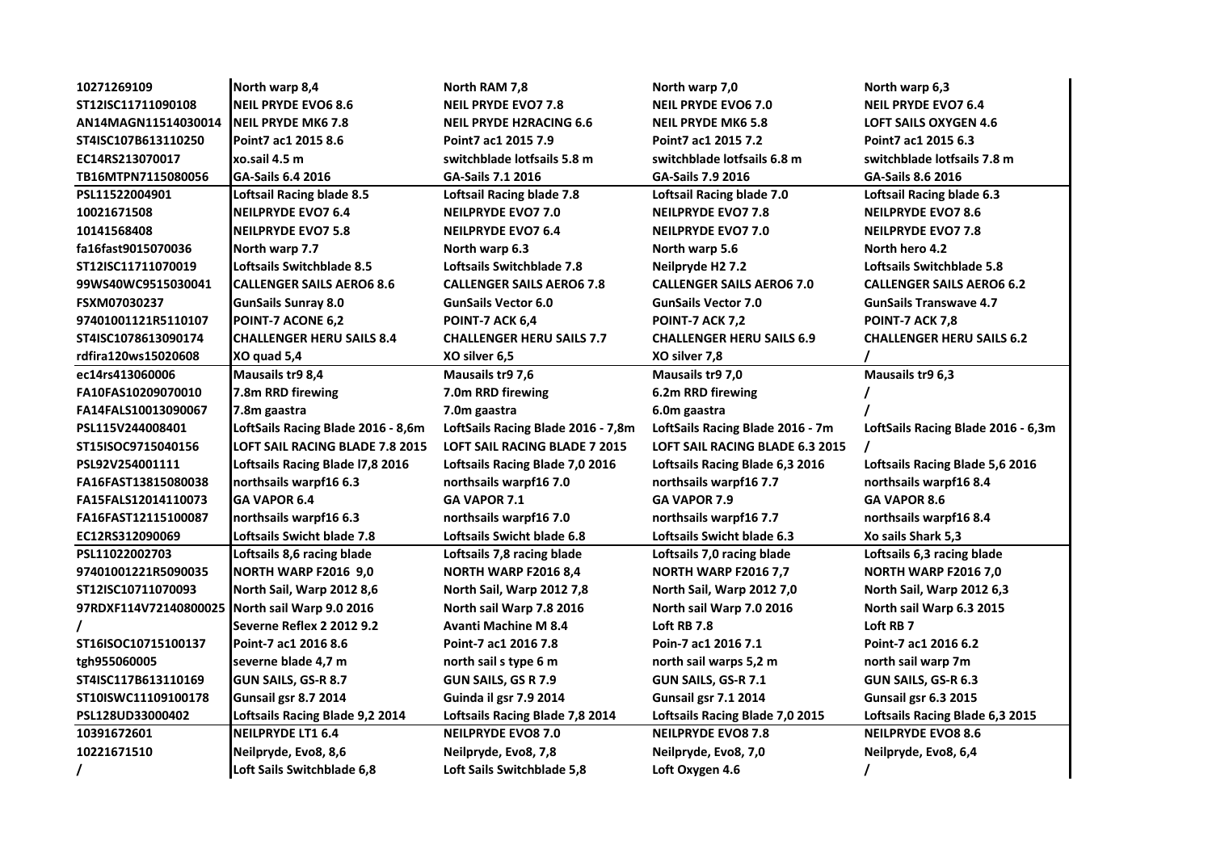| | | | | |
|---|---|---|---|---|
| 10271269109 | North warp 8,4 | North RAM 7,8 | North warp 7,0 | North warp 6,3 |
| ST12ISC11711090108 | NEIL PRYDE EVO6 8.6 | NEIL PRYDE EVO7 7.8 | NEIL PRYDE EVO6 7.0 | NEIL PRYDE EVO7 6.4 |
| AN14MAGN11514030014 | NEIL PRYDE MK6 7.8 | NEIL PRYDE H2RACING 6.6 | NEIL PRYDE MK6 5.8 | LOFT SAILS OXYGEN 4.6 |
| ST4ISC107B613110250 | Point7 ac1 2015 8.6 | Point7 ac1 2015 7.9 | Point7 ac1 2015 7.2 | Point7 ac1 2015 6.3 |
| EC14RS213070017 | xo.sail 4.5 m | switchblade lotfsails 5.8 m | switchblade lotfsails 6.8 m | switchblade lotfsails 7.8 m |
| TB16MTPN7115080056 | GA-Sails 6.4 2016 | GA-Sails 7.1 2016 | GA-Sails 7.9 2016 | GA-Sails 8.6 2016 |
| PSL11522004901 | Loftsail Racing blade 8.5 | Loftsail Racing blade 7.8 | Loftsail Racing blade 7.0 | Loftsail Racing blade 6.3 |
| 10021671508 | NEILPRYDE EVO7 6.4 | NEILPRYDE EVO7 7.0 | NEILPRYDE EVO7 7.8 | NEILPRYDE EVO7 8.6 |
| 10141568408 | NEILPRYDE EVO7 5.8 | NEILPRYDE EVO7 6.4 | NEILPRYDE EVO7 7.0 | NEILPRYDE EVO7 7.8 |
| fa16fast9015070036 | North warp 7.7 | North warp 6.3 | North warp 5.6 | North hero 4.2 |
| ST12ISC11711070019 | Loftsails Switchblade 8.5 | Loftsails Switchblade 7.8 | Neilpryde H2 7.2 | Loftsails Switchblade 5.8 |
| 99WS40WC9515030041 | CALLENGER SAILS AERO6 8.6 | CALLENGER SAILS AERO6 7.8 | CALLENGER SAILS AERO6 7.0 | CALLENGER SAILS AERO6 6.2 |
| FSXM07030237 | GunSails Sunray 8.0 | GunSails Vector 6.0 | GunSails Vector 7.0 | GunSails Transwave 4.7 |
| 97401001121R5110107 | POINT-7 ACONE 6,2 | POINT-7 ACK 6,4 | POINT-7 ACK 7,2 | POINT-7 ACK 7,8 |
| ST4ISC1078613090174 | CHALLENGER HERU SAILS 8.4 | CHALLENGER HERU SAILS 7.7 | CHALLENGER HERU SAILS 6.9 | CHALLENGER HERU SAILS 6.2 |
| rdfira120ws15020608 | XO quad 5,4 | XO silver 6,5 | XO silver 7,8 | / |
| ec14rs413060006 | Mausails tr9 8,4 | Mausails tr9 7,6 | Mausails tr9 7,0 | Mausails tr9 6,3 |
| FA10FAS10209070010 | 7.8m RRD firewing | 7.0m RRD firewing | 6.2m RRD firewing | / |
| FA14FALS10013090067 | 7.8m gaastra | 7.0m gaastra | 6.0m gaastra | / |
| PSL115V244008401 | LoftSails Racing Blade 2016 - 8,6m | LoftSails Racing Blade 2016 - 7,8m | LoftSails Racing Blade 2016 - 7m | LoftSails Racing Blade 2016 - 6,3m |
| ST15ISOC9715040156 | LOFT SAIL RACING BLADE 7.8 2015 | LOFT SAIL RACING BLADE 7 2015 | LOFT SAIL RACING BLADE 6.3 2015 | / |
| PSL92V254001111 | Loftsails Racing Blade l7,8 2016 | Loftsails Racing Blade 7,0 2016 | Loftsails Racing Blade 6,3 2016 | Loftsails Racing Blade 5,6 2016 |
| FA16FAST13815080038 | northsails warpf16 6.3 | northsails warpf16 7.0 | northsails warpf16 7.7 | northsails warpf16 8.4 |
| FA15FALS12014110073 | GA VAPOR 6.4 | GA VAPOR 7.1 | GA VAPOR 7.9 | GA VAPOR 8.6 |
| FA16FAST12115100087 | northsails warpf16 6.3 | northsails warpf16 7.0 | northsails warpf16 7.7 | northsails warpf16 8.4 |
| EC12RS312090069 | Loftsails Swicht blade 7.8 | Loftsails Swicht blade 6.8 | Loftsails Swicht blade 6.3 | Xo sails Shark 5,3 |
| PSL11022002703 | Loftsails 8,6 racing blade | Loftsails 7,8 racing blade | Loftsails 7,0 racing blade | Loftsails 6,3 racing blade |
| 97401001221R5090035 | NORTH WARP F2016 9,0 | NORTH WARP F2016 8,4 | NORTH WARP F2016 7,7 | NORTH WARP F2016 7,0 |
| ST12ISC10711070093 | North Sail, Warp 2012 8,6 | North Sail, Warp 2012 7,8 | North Sail, Warp 2012 7,0 | North Sail, Warp 2012 6,3 |
| 97RDXF114V72140800025 | North sail Warp 9.0 2016 | North sail Warp 7.8 2016 | North sail Warp 7.0 2016 | North sail Warp 6.3 2015 |
| / | Severne Reflex 2 2012 9.2 | Avanti Machine M 8.4 | Loft RB 7.8 | Loft RB 7 |
| ST16ISOC10715100137 | Point-7 ac1 2016 8.6 | Point-7 ac1 2016 7.8 | Poin-7 ac1 2016 7.1 | Point-7 ac1 2016 6.2 |
| tgh955060005 | severne blade 4,7 m | north sail s type 6 m | north sail warps 5,2 m | north sail warp 7m |
| ST4ISC117B613110169 | GUN SAILS, GS-R 8.7 | GUN SAILS, GS R 7.9 | GUN SAILS, GS-R 7.1 | GUN SAILS, GS-R 6.3 |
| ST10ISWC11109100178 | Gunsail gsr 8.7 2014 | Guinda il gsr 7.9 2014 | Gunsail gsr 7.1 2014 | Gunsail gsr 6.3 2015 |
| PSL128UD33000402 | Loftsails Racing Blade 9,2 2014 | Loftsails Racing Blade 7,8 2014 | Loftsails Racing Blade 7,0 2015 | Loftsails Racing Blade 6,3 2015 |
| 10391672601 | NEILPRYDE LT1 6.4 | NEILPRYDE EVO8 7.0 | NEILPRYDE EVO8 7.8 | NEILPRYDE EVO8 8.6 |
| 10221671510 | Neilpryde, Evo8, 8,6 | Neilpryde, Evo8, 7,8 | Neilpryde, Evo8, 7,0 | Neilpryde, Evo8, 6,4 |
| / | Loft Sails Switchblade 6,8 | Loft Sails Switchblade 5,8 | Loft Oxygen 4.6 | / |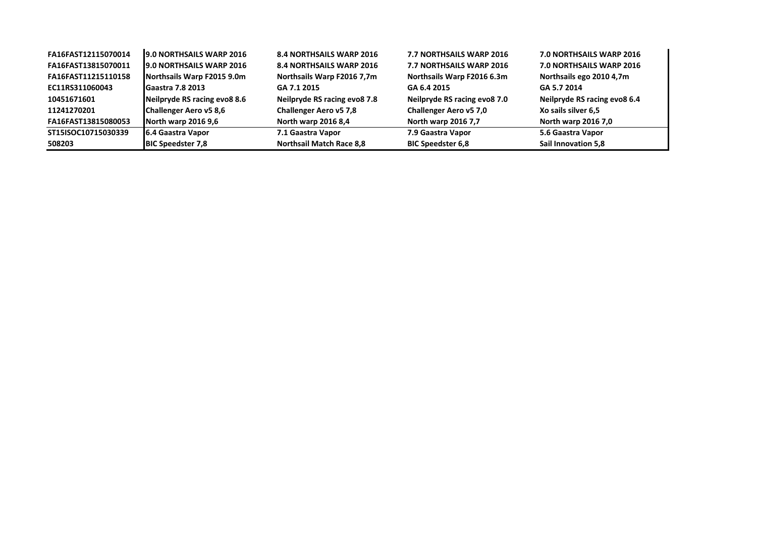| | | | | |
|---|---|---|---|---|
| **FA16FAST12115070014** | **9.0 NORTHSAILS WARP 2016** | **8.4 NORTHSAILS WARP 2016** | **7.7 NORTHSAILS WARP 2016** | **7.0 NORTHSAILS WARP 2016** |
| **FA16FAST13815070011** | **9.0 NORTHSAILS WARP 2016** | **8.4 NORTHSAILS WARP 2016** | **7.7 NORTHSAILS WARP 2016** | **7.0 NORTHSAILS WARP 2016** |
| **FA16FAST11215110158** | **Northsails Warp F2015 9.0m** | **Northsails Warp F2016 7,7m** | **Northsails Warp F2016 6.3m** | **Northsails ego 2010 4,7m** |
| **EC11RS311060043** | **Gaastra 7.8 2013** | **GA 7.1 2015** | **GA 6.4 2015** | **GA 5.7 2014** |
| **10451671601** | **Neilpryde RS racing evo8 8.6** | **Neilpryde RS racing evo8 7.8** | **Neilpryde RS racing evo8 7.0** | **Neilpryde RS racing evo8 6.4** |
| **11241270201** | **Challenger Aero v5 8,6** | **Challenger Aero v5 7,8** | **Challenger Aero v5 7,0** | **Xo sails silver 6,5** |
| **FA16FAST13815080053** | **North warp 2016 9,6** | **North warp 2016 8,4** | **North warp 2016 7,7** | **North warp 2016 7,0** |
| **ST15ISOC10715030339** | **6.4 Gaastra Vapor** | **7.1 Gaastra Vapor** | **7.9 Gaastra Vapor** | **5.6 Gaastra Vapor** |
| **508203** | **BIC Speedster 7,8** | **Northsail Match Race 8,8** | **BIC Speedster 6,8** | **Sail Innovation 5,8** |